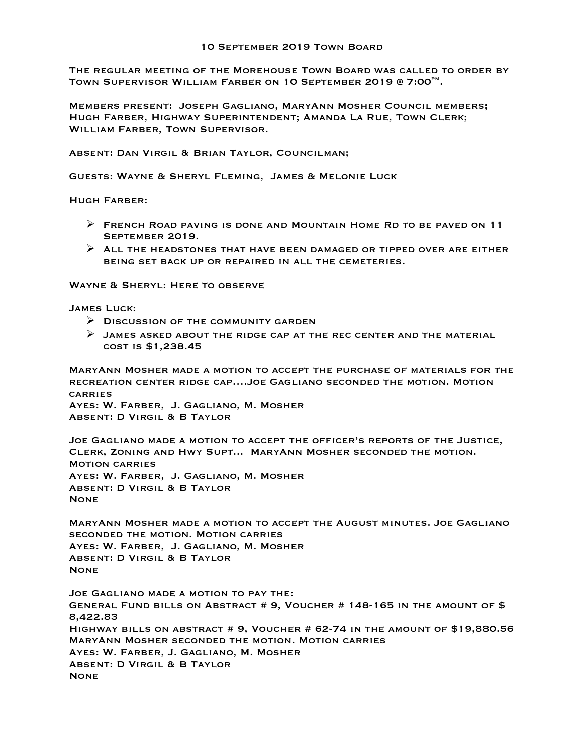# 10 September 2019 Town Board

The regular meeting of the Morehouse Town Board was called to order by Town Supervisor William Farber on 10 September 2019 @ 7:00$^{pm}$.

Members present: Joseph Gagliano, MaryAnn Mosher Council members; Hugh Farber, Highway Superintendent; Amanda La Rue, Town Clerk; William Farber, Town Supervisor.

Absent: Dan Virgil & Brian Taylor, Councilman;

Guests: Wayne & Sheryl Fleming, James & Melonie Luck

Hugh Farber:

- French Road paving is done and Mountain Home Rd to be paved on 11 September 2019.
- All the headstones that have been damaged or tipped over are either being set back up or repaired in all the cemeteries.

Wayne & Sheryl: Here to observe

James Luck:

- Discussion of the community garden
- James asked about the ridge cap at the rec center and the material cost is $1,238.45

MaryAnn Mosher made a motion to accept the purchase of materials for the recreation center ridge cap....Joe Gagliano seconded the motion. Motion carries
Ayes: W. Farber, J. Gagliano, M. Mosher
Absent: D Virgil & B Taylor

Joe Gagliano made a motion to accept the officer's reports of the Justice, Clerk, Zoning and Hwy Supt... MaryAnn Mosher seconded the motion. Motion carries
Ayes: W. Farber, J. Gagliano, M. Mosher
Absent: D Virgil & B Taylor
None

MaryAnn Mosher made a motion to accept the August minutes. Joe Gagliano seconded the motion. Motion carries
Ayes: W. Farber, J. Gagliano, M. Mosher
Absent: D Virgil & B Taylor
None

Joe Gagliano made a motion to pay the:
General Fund bills on Abstract # 9, Voucher # 148-165 in the amount of $ 8,422.83
Highway bills on abstract # 9, Voucher # 62-74 in the amount of $19,880.56
MaryAnn Mosher seconded the motion. Motion carries
Ayes: W. Farber, J. Gagliano, M. Mosher
Absent: D Virgil & B Taylor
None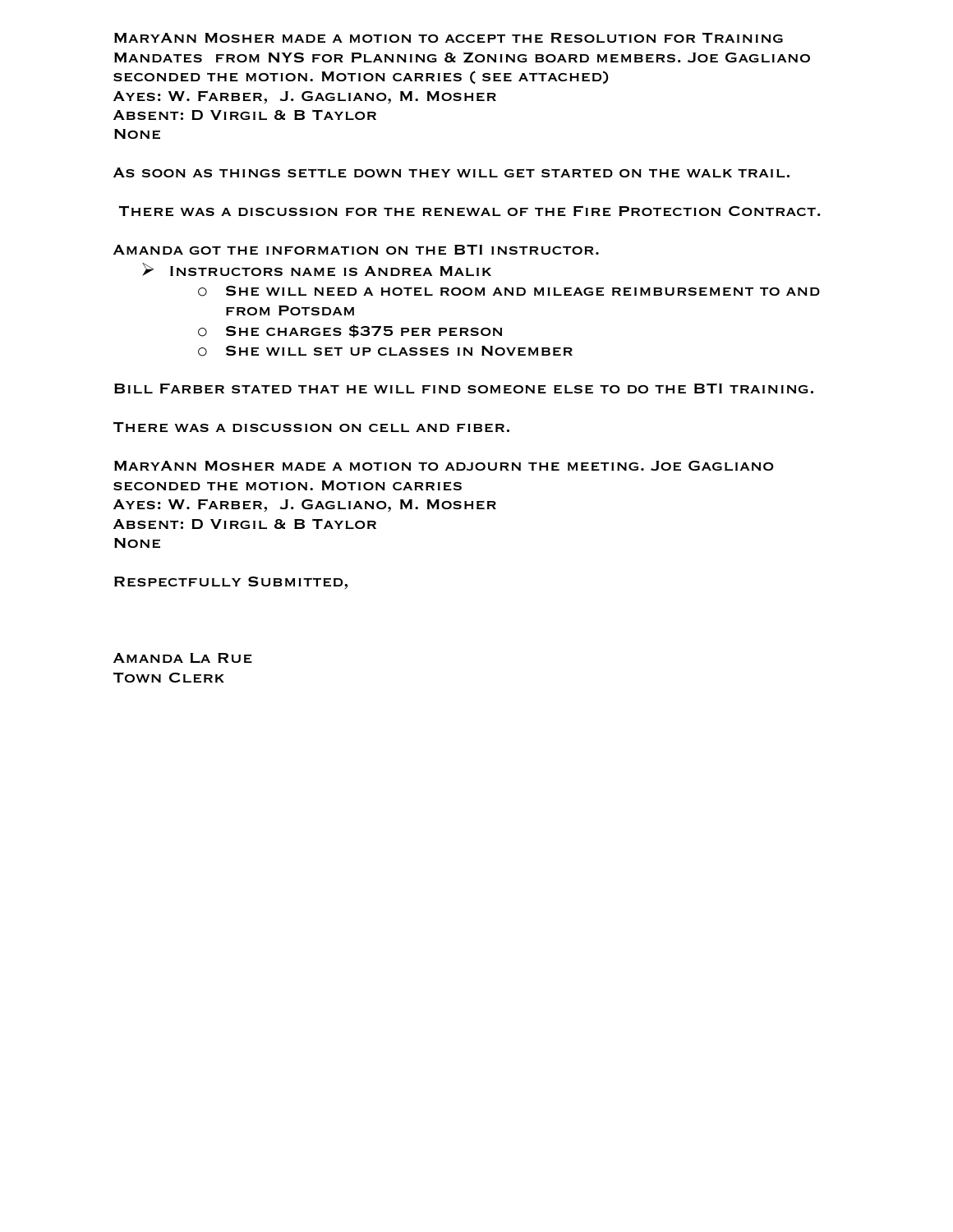MaryAnn Mosher made a motion to accept the Resolution for Training Mandates from NYS for Planning & Zoning board members. Joe Gagliano seconded the motion. Motion carries ( see attached)
Ayes: W. Farber, J. Gagliano, M. Mosher
Absent: D Virgil & B Taylor
None

As soon as things settle down they will get started on the walk trail.

There was a discussion for the renewal of the Fire Protection Contract.

Amanda got the information on the BTI instructor.

- Instructors name is Andrea Malik
  - She will need a hotel room and mileage reimbursement to and from Potsdam
  - She charges $375 per person
  - She will set up classes in November

Bill Farber stated that he will find someone else to do the BTI training.

There was a discussion on cell and fiber.

MaryAnn Mosher made a motion to adjourn the meeting. Joe Gagliano seconded the motion. Motion carries
Ayes: W. Farber, J. Gagliano, M. Mosher
Absent: D Virgil & B Taylor
None

Respectfully Submitted,

Amanda La Rue
Town Clerk